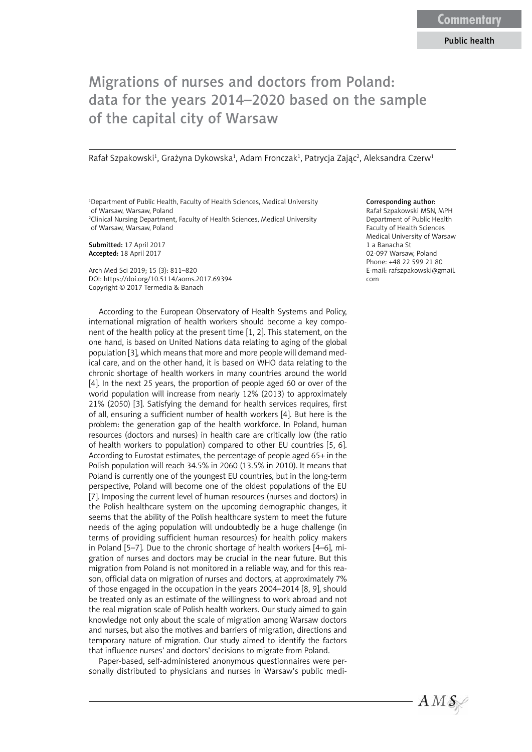Commentary

Public health

# Migrations of nurses and doctors from Poland: data for the years 2014–2020 based on the sample of the capital city of Warsaw

Rafał Szpakowski[1], Grażyna Dykowska[1], Adam Fronczak[1], Patrycja Zając[2], Aleksandra Czerw[1]

[1]Department of Public Health, Faculty of Health Sciences, Medical University of Warsaw, Warsaw, Poland
[2]Clinical Nursing Department, Faculty of Health Sciences, Medical University of Warsaw, Warsaw, Poland

**Submitted:** 17 April 2017
**Accepted:** 18 April 2017

Arch Med Sci 2019; 15 (3): 811–820
DOI: https://doi.org/10.5114/aoms.2017.69394
Copyright © 2017 Termedia & Banach

**Corresponding author:**
Rafał Szpakowski MSN, MPH
Department of Public Health
Faculty of Health Sciences
Medical University of Warsaw
1 a Banacha St
02-097 Warsaw, Poland
Phone: +48 22 599 21 80
E-mail: rafszpakowski@gmail.com

According to the European Observatory of Health Systems and Policy, international migration of health workers should become a key component of the health policy at the present time [1, 2]. This statement, on the one hand, is based on United Nations data relating to aging of the global population [3], which means that more and more people will demand medical care, and on the other hand, it is based on WHO data relating to the chronic shortage of health workers in many countries around the world [4]. In the next 25 years, the proportion of people aged 60 or over of the world population will increase from nearly 12% (2013) to approximately 21% (2050) [3]. Satisfying the demand for health services requires, first of all, ensuring a sufficient number of health workers [4]. But here is the problem: the generation gap of the health workforce. In Poland, human resources (doctors and nurses) in health care are critically low (the ratio of health workers to population) compared to other EU countries [5, 6]. According to Eurostat estimates, the percentage of people aged 65+ in the Polish population will reach 34.5% in 2060 (13.5% in 2010). It means that Poland is currently one of the youngest EU countries, but in the long-term perspective, Poland will become one of the oldest populations of the EU [7]. Imposing the current level of human resources (nurses and doctors) in the Polish healthcare system on the upcoming demographic changes, it seems that the ability of the Polish healthcare system to meet the future needs of the aging population will undoubtedly be a huge challenge (in terms of providing sufficient human resources) for health policy makers in Poland [5–7]. Due to the chronic shortage of health workers [4–6], migration of nurses and doctors may be crucial in the near future. But this migration from Poland is not monitored in a reliable way, and for this reason, official data on migration of nurses and doctors, at approximately 7% of those engaged in the occupation in the years 2004–2014 [8, 9], should be treated only as an estimate of the willingness to work abroad and not the real migration scale of Polish health workers. Our study aimed to gain knowledge not only about the scale of migration among Warsaw doctors and nurses, but also the motives and barriers of migration, directions and temporary nature of migration. Our study aimed to identify the factors that influence nurses' and doctors' decisions to migrate from Poland.

Paper-based, self-administered anonymous questionnaires were personally distributed to physicians and nurses in Warsaw's public medi-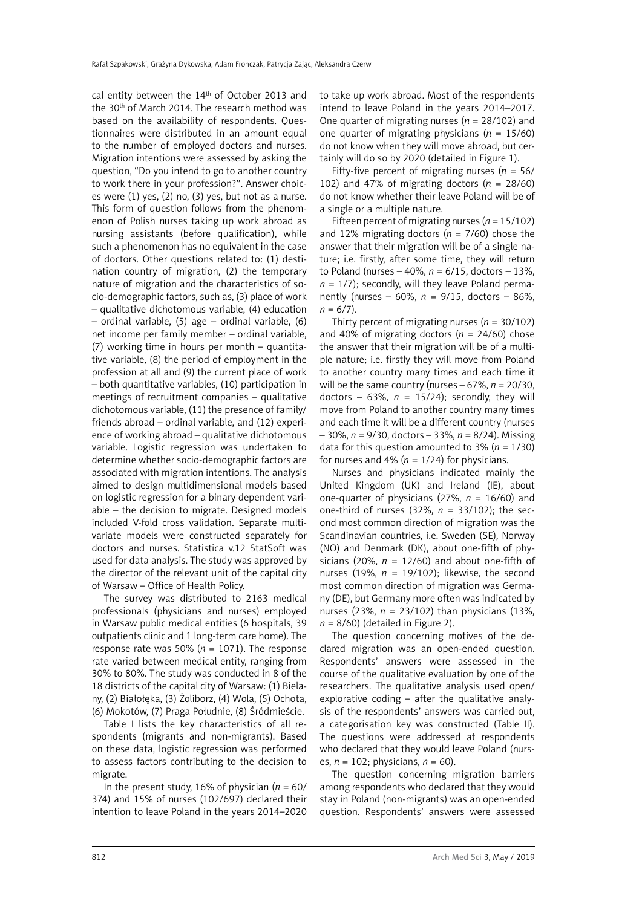cal entity between the 14th of October 2013 and the 30th of March 2014. The research method was based on the availability of respondents. Questionnaires were distributed in an amount equal to the number of employed doctors and nurses. Migration intentions were assessed by asking the question, "Do you intend to go to another country to work there in your profession?". Answer choices were (1) yes, (2) no, (3) yes, but not as a nurse. This form of question follows from the phenomenon of Polish nurses taking up work abroad as nursing assistants (before qualification), while such a phenomenon has no equivalent in the case of doctors. Other questions related to: (1) destination country of migration, (2) the temporary nature of migration and the characteristics of socio-demographic factors, such as, (3) place of work – qualitative dichotomous variable, (4) education – ordinal variable, (5) age – ordinal variable, (6) net income per family member – ordinal variable, (7) working time in hours per month – quantitative variable, (8) the period of employment in the profession at all and (9) the current place of work – both quantitative variables, (10) participation in meetings of recruitment companies – qualitative dichotomous variable, (11) the presence of family/friends abroad – ordinal variable, and (12) experience of working abroad – qualitative dichotomous variable. Logistic regression was undertaken to determine whether socio-demographic factors are associated with migration intentions. The analysis aimed to design multidimensional models based on logistic regression for a binary dependent variable – the decision to migrate. Designed models included V-fold cross validation. Separate multivariate models were constructed separately for doctors and nurses. Statistica v.12 StatSoft was used for data analysis. The study was approved by the director of the relevant unit of the capital city of Warsaw – Office of Health Policy.

The survey was distributed to 2163 medical professionals (physicians and nurses) employed in Warsaw public medical entities (6 hospitals, 39 outpatients clinic and 1 long-term care home). The response rate was 50% ($n$ = 1071). The response rate varied between medical entity, ranging from 30% to 80%. The study was conducted in 8 of the 18 districts of the capital city of Warsaw: (1) Bielany, (2) Białołęka, (3) Żoliborz, (4) Wola, (5) Ochota, (6) Mokotów, (7) Praga Południe, (8) Śródmieście.

Table I lists the key characteristics of all respondents (migrants and non-migrants). Based on these data, logistic regression was performed to assess factors contributing to the decision to migrate.

In the present study, 16% of physician ($n$ = 60/374) and 15% of nurses (102/697) declared their intention to leave Poland in the years 2014–2020 to take up work abroad. Most of the respondents intend to leave Poland in the years 2014–2017. One quarter of migrating nurses ($n$ = 28/102) and one quarter of migrating physicians ($n$ = 15/60) do not know when they will move abroad, but certainly will do so by 2020 (detailed in Figure 1).

Fifty-five percent of migrating nurses ($n$ = 56/102) and 47% of migrating doctors ($n$ = 28/60) do not know whether their leave Poland will be of a single or a multiple nature.

Fifteen percent of migrating nurses ($n$ = 15/102) and 12% migrating doctors ($n$ = 7/60) chose the answer that their migration will be of a single nature; i.e. firstly, after some time, they will return to Poland (nurses – 40%, $n$ = 6/15, doctors – 13%, $n$ = 1/7); secondly, will they leave Poland permanently (nurses – 60%, $n$ = 9/15, doctors – 86%, $n$ = 6/7).

Thirty percent of migrating nurses ($n$ = 30/102) and 40% of migrating doctors ($n$ = 24/60) chose the answer that their migration will be of a multiple nature; i.e. firstly they will move from Poland to another country many times and each time it will be the same country (nurses – 67%, $n$ = 20/30, doctors – 63%, $n$ = 15/24); secondly, they will move from Poland to another country many times and each time it will be a different country (nurses – 30%, $n$ = 9/30, doctors – 33%, $n$ = 8/24). Missing data for this question amounted to 3% ($n$ = 1/30) for nurses and 4% ($n$ = 1/24) for physicians.

Nurses and physicians indicated mainly the United Kingdom (UK) and Ireland (IE), about one-quarter of physicians (27%, $n$ = 16/60) and one-third of nurses (32%, $n$ = 33/102); the second most common direction of migration was the Scandinavian countries, i.e. Sweden (SE), Norway (NO) and Denmark (DK), about one-fifth of physicians (20%, $n$ = 12/60) and about one-fifth of nurses (19%, $n$ = 19/102); likewise, the second most common direction of migration was Germany (DE), but Germany more often was indicated by nurses (23%, $n$ = 23/102) than physicians (13%, $n$ = 8/60) (detailed in Figure 2).

The question concerning motives of the declared migration was an open-ended question. Respondents' answers were assessed in the course of the qualitative evaluation by one of the researchers. The qualitative analysis used open/explorative coding – after the qualitative analysis of the respondents' answers was carried out, a categorisation key was constructed (Table II). The questions were addressed at respondents who declared that they would leave Poland (nurses, $n$ = 102; physicians, $n$ = 60).

The question concerning migration barriers among respondents who declared that they would stay in Poland (non-migrants) was an open-ended question. Respondents' answers were assessed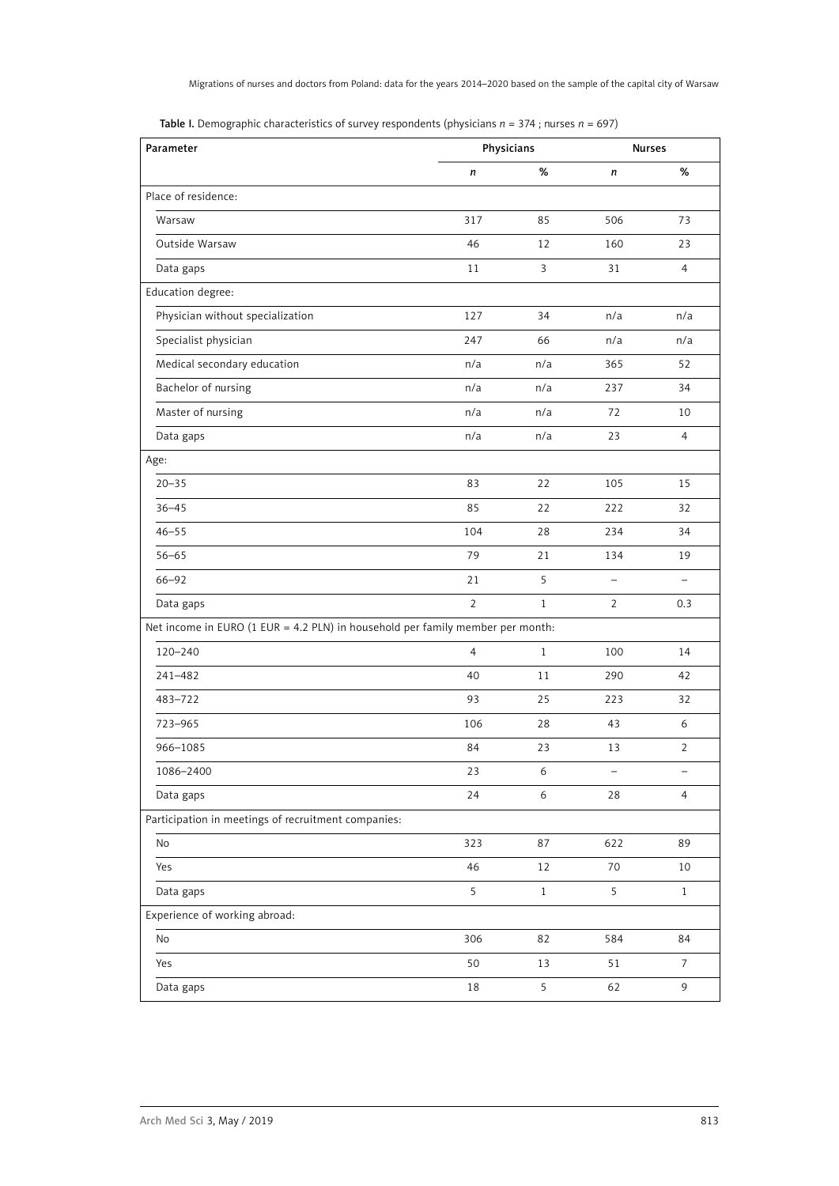**Table I.** Demographic characteristics of survey respondents (physicians *n* = 374 ; nurses *n* = 697)

| Parameter | Physicians | | Nurses | |
|---|---|---|---|---|
| | *n* | % | *n* | % |
| Place of residence: | | | | |
| Warsaw | 317 | 85 | 506 | 73 |
| Outside Warsaw | 46 | 12 | 160 | 23 |
| Data gaps | 11 | 3 | 31 | 4 |
| Education degree: | | | | |
| Physician without specialization | 127 | 34 | n/a | n/a |
| Specialist physician | 247 | 66 | n/a | n/a |
| Medical secondary education | n/a | n/a | 365 | 52 |
| Bachelor of nursing | n/a | n/a | 237 | 34 |
| Master of nursing | n/a | n/a | 72 | 10 |
| Data gaps | n/a | n/a | 23 | 4 |
| Age: | | | | |
| 20–35 | 83 | 22 | 105 | 15 |
| 36–45 | 85 | 22 | 222 | 32 |
| 46–55 | 104 | 28 | 234 | 34 |
| 56–65 | 79 | 21 | 134 | 19 |
| 66–92 | 21 | 5 | – | – |
| Data gaps | 2 | 1 | 2 | 0.3 |
| Net income in EURO (1 EUR = 4.2 PLN) in household per family member per month: | | | | |
| 120–240 | 4 | 1 | 100 | 14 |
| 241–482 | 40 | 11 | 290 | 42 |
| 483–722 | 93 | 25 | 223 | 32 |
| 723–965 | 106 | 28 | 43 | 6 |
| 966–1085 | 84 | 23 | 13 | 2 |
| 1086–2400 | 23 | 6 | – | – |
| Data gaps | 24 | 6 | 28 | 4 |
| Participation in meetings of recruitment companies: | | | | |
| No | 323 | 87 | 622 | 89 |
| Yes | 46 | 12 | 70 | 10 |
| Data gaps | 5 | 1 | 5 | 1 |
| Experience of working abroad: | | | | |
| No | 306 | 82 | 584 | 84 |
| Yes | 50 | 13 | 51 | 7 |
| Data gaps | 18 | 5 | 62 | 9 |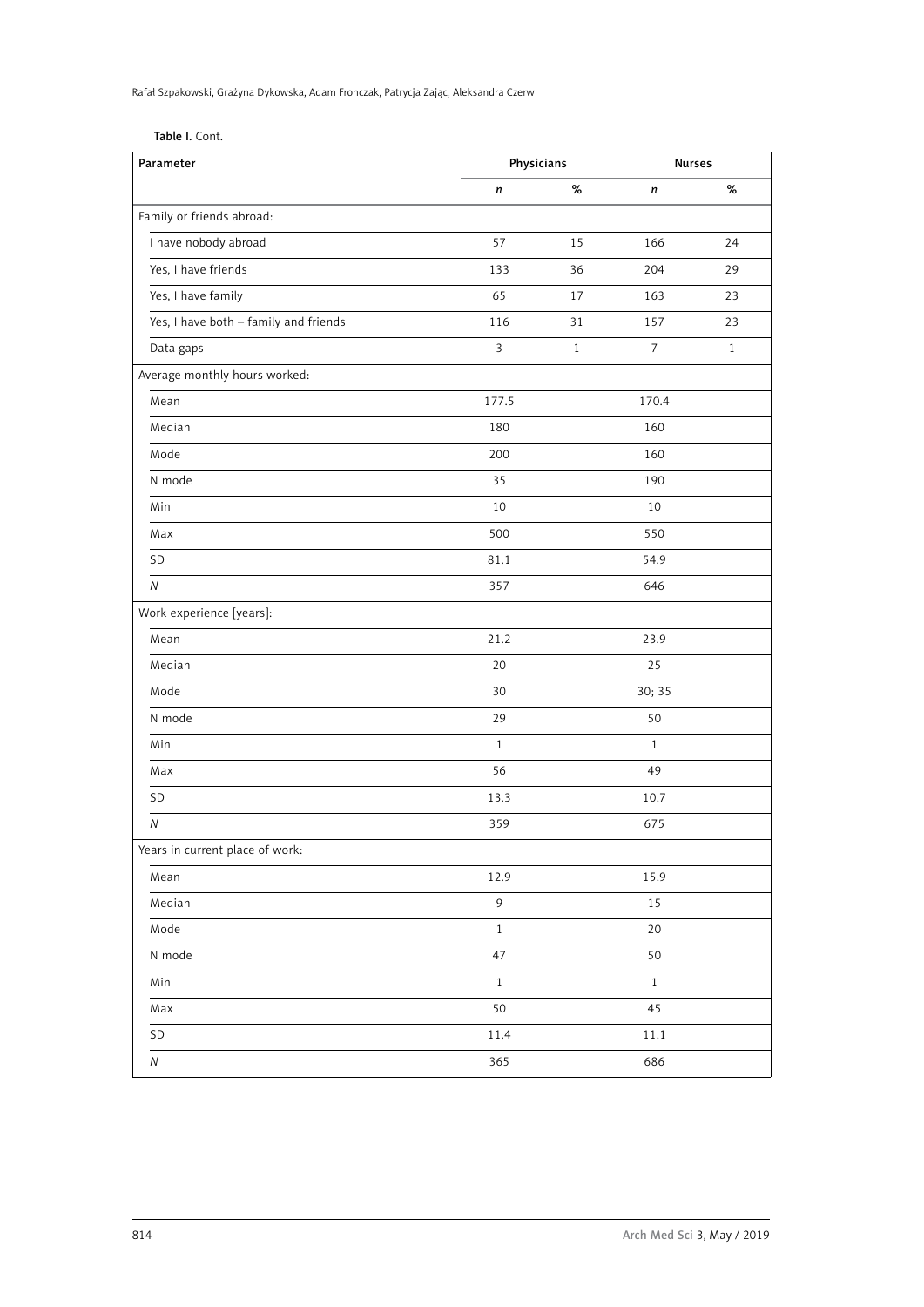**Table I.** Cont.

| Parameter | Physicians | | Nurses | |
|---|---|---|---|---|
| | *n* | % | *n* | % |
| Family or friends abroad: | | | | |
| I have nobody abroad | 57 | 15 | 166 | 24 |
| Yes, I have friends | 133 | 36 | 204 | 29 |
| Yes, I have family | 65 | 17 | 163 | 23 |
| Yes, I have both – family and friends | 116 | 31 | 157 | 23 |
| Data gaps | 3 | 1 | 7 | 1 |
| Average monthly hours worked: | | | | |
| Mean | 177.5 | | 170.4 | |
| Median | 180 | | 160 | |
| Mode | 200 | | 160 | |
| N mode | 35 | | 190 | |
| Min | 10 | | 10 | |
| Max | 500 | | 550 | |
| SD | 81.1 | | 54.9 | |
| *N* | 357 | | 646 | |
| Work experience [years]: | | | | |
| Mean | 21.2 | | 23.9 | |
| Median | 20 | | 25 | |
| Mode | 30 | | 30; 35 | |
| N mode | 29 | | 50 | |
| Min | 1 | | 1 | |
| Max | 56 | | 49 | |
| SD | 13.3 | | 10.7 | |
| *N* | 359 | | 675 | |
| Years in current place of work: | | | | |
| Mean | 12.9 | | 15.9 | |
| Median | 9 | | 15 | |
| Mode | 1 | | 20 | |
| N mode | 47 | | 50 | |
| Min | 1 | | 1 | |
| Max | 50 | | 45 | |
| SD | 11.4 | | 11.1 | |
| *N* | 365 | | 686 | |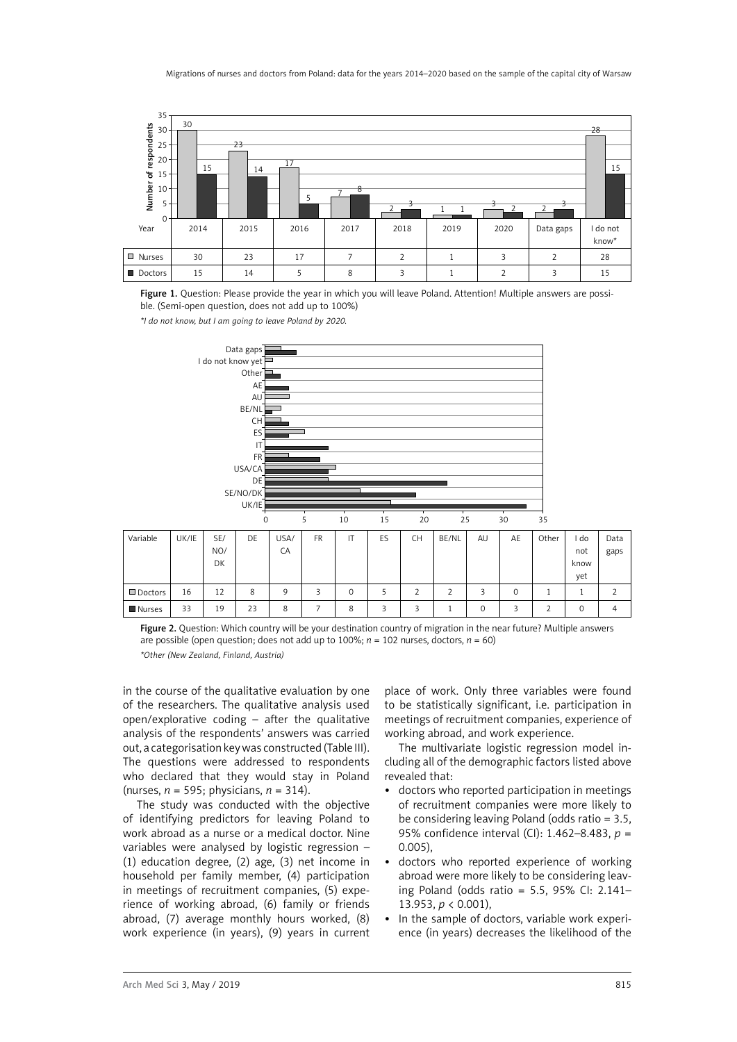| Year | 2014 | 2015 | 2016 | 2017 | 2018 | 2019 | 2020 | Data gaps | I do not know* |
|---|---|---|---|---|---|---|---|---|---|
| Nurses | 30 | 23 | 17 | 7 | 2 | 1 | 3 | 2 | 28 |
| Doctors | 15 | 14 | 5 | 8 | 3 | 1 | 2 | 3 | 15 |

Figure 1. Question: Please provide the year in which you will leave Poland. Attention! Multiple answers are possible. (Semi-open question, does not add up to 100%)

*\*I do not know, but I am going to leave Poland by 2020.*

| Variable | UK/IE | SE/NO/DK | DE | USA/CA | FR | IT | ES | CH | BE/NL | AU | AE | Other | I do not know yet | Data gaps |
|---|---|---|---|---|---|---|---|---|---|---|---|---|---|---|
| Doctors | 16 | 12 | 8 | 9 | 3 | 0 | 5 | 2 | 2 | 3 | 0 | 1 | 1 | 2 |
| Nurses | 33 | 19 | 23 | 8 | 7 | 8 | 3 | 3 | 1 | 0 | 3 | 2 | 0 | 4 |

Figure 2. Question: Which country will be your destination country of migration in the near future? Multiple answers are possible (open question; does not add up to 100%; $n$ = 102 nurses, doctors, $n$ = 60)

*\*Other (New Zealand, Finland, Austria)*

in the course of the qualitative evaluation by one of the researchers. The qualitative analysis used open/explorative coding – after the qualitative analysis of the respondents' answers was carried out, a categorisation key was constructed (Table III). The questions were addressed to respondents who declared that they would stay in Poland (nurses, $n$ = 595; physicians, $n$ = 314).

The study was conducted with the objective of identifying predictors for leaving Poland to work abroad as a nurse or a medical doctor. Nine variables were analysed by logistic regression – (1) education degree, (2) age, (3) net income in household per family member, (4) participation in meetings of recruitment companies, (5) experience of working abroad, (6) family or friends abroad, (7) average monthly hours worked, (8) work experience (in years), (9) years in current place of work. Only three variables were found to be statistically significant, i.e. participation in meetings of recruitment companies, experience of working abroad, and work experience.

The multivariate logistic regression model including all of the demographic factors listed above revealed that:

- doctors who reported participation in meetings of recruitment companies were more likely to be considering leaving Poland (odds ratio = 3.5, 95% confidence interval (CI): 1.462–8.483, $p$ = 0.005),
- doctors who reported experience of working abroad were more likely to be considering leaving Poland (odds ratio = 5.5, 95% CI: 2.141–13.953, $p < 0.001$),
- In the sample of doctors, variable work experience (in years) decreases the likelihood of the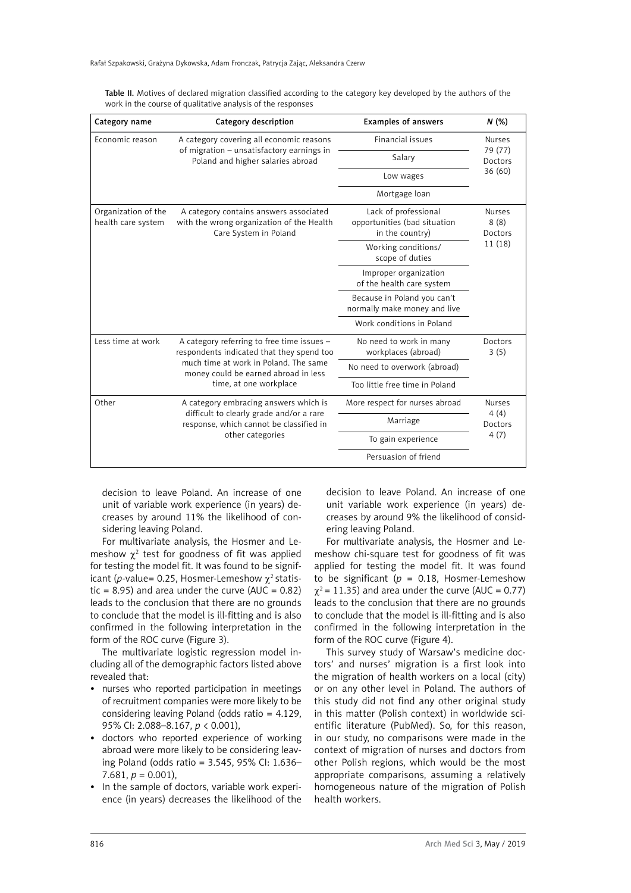Table II. Motives of declared migration classified according to the category key developed by the authors of the work in the course of qualitative analysis of the responses

| Category name | Category description | Examples of answers | N (%) |
|---|---|---|---|
| Economic reason | A category covering all economic reasons of migration – unsatisfactory earnings in Poland and higher salaries abroad | Financial issues | Nurses 79 (77) Doctors 36 (60) |
| | | Salary | |
| | | Low wages | |
| | | Mortgage loan | |
| Organization of the health care system | A category contains answers associated with the wrong organization of the Health Care System in Poland | Lack of professional opportunities (bad situation in the country) | Nurses 8 (8) Doctors 11 (18) |
| | | Working conditions/ scope of duties | |
| | | Improper organization of the health care system | |
| | | Because in Poland you can't normally make money and live | |
| | | Work conditions in Poland | |
| Less time at work | A category referring to free time issues – respondents indicated that they spend too much time at work in Poland. The same money could be earned abroad in less time, at one workplace | No need to work in many workplaces (abroad) | Doctors 3 (5) |
| | | No need to overwork (abroad) | |
| | | Too little free time in Poland | |
| Other | A category embracing answers which is difficult to clearly grade and/or a rare response, which cannot be classified in other categories | More respect for nurses abroad | Nurses 4 (4) Doctors 4 (7) |
| | | Marriage | |
| | | To gain experience | |
| | | Persuasion of friend | |

decision to leave Poland. An increase of one unit of variable work experience (in years) decreases by around 11% the likelihood of considering leaving Poland.

For multivariate analysis, the Hosmer and Lemeshow $\chi^2$ test for goodness of fit was applied for testing the model fit. It was found to be significant (*p*-value= 0.25, Hosmer-Lemeshow $\chi^2$ statistic = 8.95) and area under the curve (AUC = 0.82) leads to the conclusion that there are no grounds to conclude that the model is ill-fitting and is also confirmed in the following interpretation in the form of the ROC curve (Figure 3).

The multivariate logistic regression model including all of the demographic factors listed above revealed that:

- nurses who reported participation in meetings of recruitment companies were more likely to be considering leaving Poland (odds ratio = 4.129, 95% CI: 2.088–8.167, $p < 0.001$),
- doctors who reported experience of working abroad were more likely to be considering leaving Poland (odds ratio = 3.545, 95% CI: 1.636–7.681, $p = 0.001$),
- In the sample of doctors, variable work experience (in years) decreases the likelihood of the decision to leave Poland. An increase of one unit variable work experience (in years) decreases by around 9% the likelihood of considering leaving Poland.

For multivariate analysis, the Hosmer and Lemeshow chi-square test for goodness of fit was applied for testing the model fit. It was found to be significant ($p = 0.18$, Hosmer-Lemeshow $\chi^2 = 11.35$) and area under the curve (AUC = 0.77) leads to the conclusion that there are no grounds to conclude that the model is ill-fitting and is also confirmed in the following interpretation in the form of the ROC curve (Figure 4).

This survey study of Warsaw's medicine doctors' and nurses' migration is a first look into the migration of health workers on a local (city) or on any other level in Poland. The authors of this study did not find any other original study in this matter (Polish context) in worldwide scientific literature (PubMed). So, for this reason, in our study, no comparisons were made in the context of migration of nurses and doctors from other Polish regions, which would be the most appropriate comparisons, assuming a relatively homogeneous nature of the migration of Polish health workers.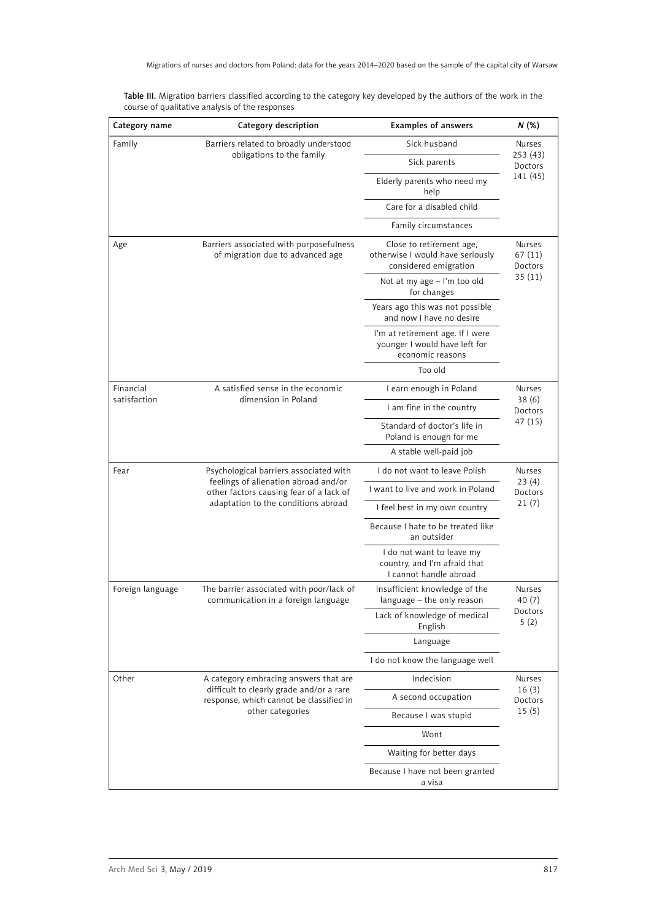**Table III.** Migration barriers classified according to the category key developed by the authors of the work in the course of qualitative analysis of the responses

| Category name | Category description | Examples of answers | *N* (%) |
|---|---|---|---|
| Family | Barriers related to broadly understood obligations to the family | Sick husband | Nurses 253 (43) Doctors 141 (45) |
| | | Sick parents | |
| | | Elderly parents who need my help | |
| | | Care for a disabled child | |
| | | Family circumstances | |
| Age | Barriers associated with purposefulness of migration due to advanced age | Close to retirement age, otherwise I would have seriously considered emigration | Nurses 67 (11) Doctors 35 (11) |
| | | Not at my age – I'm too old for changes | |
| | | Years ago this was not possible and now I have no desire | |
| | | I'm at retirement age. If I were younger I would have left for economic reasons | |
| | | Too old | |
| Financial satisfaction | A satisfied sense in the economic dimension in Poland | I earn enough in Poland | Nurses 38 (6) Doctors 47 (15) |
| | | I am fine in the country | |
| | | Standard of doctor's life in Poland is enough for me | |
| | | A stable well-paid job | |
| Fear | Psychological barriers associated with feelings of alienation abroad and/or other factors causing fear of a lack of adaptation to the conditions abroad | I do not want to leave Polish | Nurses 23 (4) Doctors 21 (7) |
| | | I want to live and work in Poland | |
| | | I feel best in my own country | |
| | | Because I hate to be treated like an outsider | |
| | | I do not want to leave my country, and I'm afraid that I cannot handle abroad | |
| Foreign language | The barrier associated with poor/lack of communication in a foreign language | Insufficient knowledge of the language – the only reason | Nurses 40 (7) Doctors 5 (2) |
| | | Lack of knowledge of medical English | |
| | | Language | |
| | | I do not know the language well | |
| Other | A category embracing answers that are difficult to clearly grade and/or a rare response, which cannot be classified in other categories | Indecision | Nurses 16 (3) Doctors 15 (5) |
| | | A second occupation | |
| | | Because I was stupid | |
| | | Wont | |
| | | Waiting for better days | |
| | | Because I have not been granted a visa | |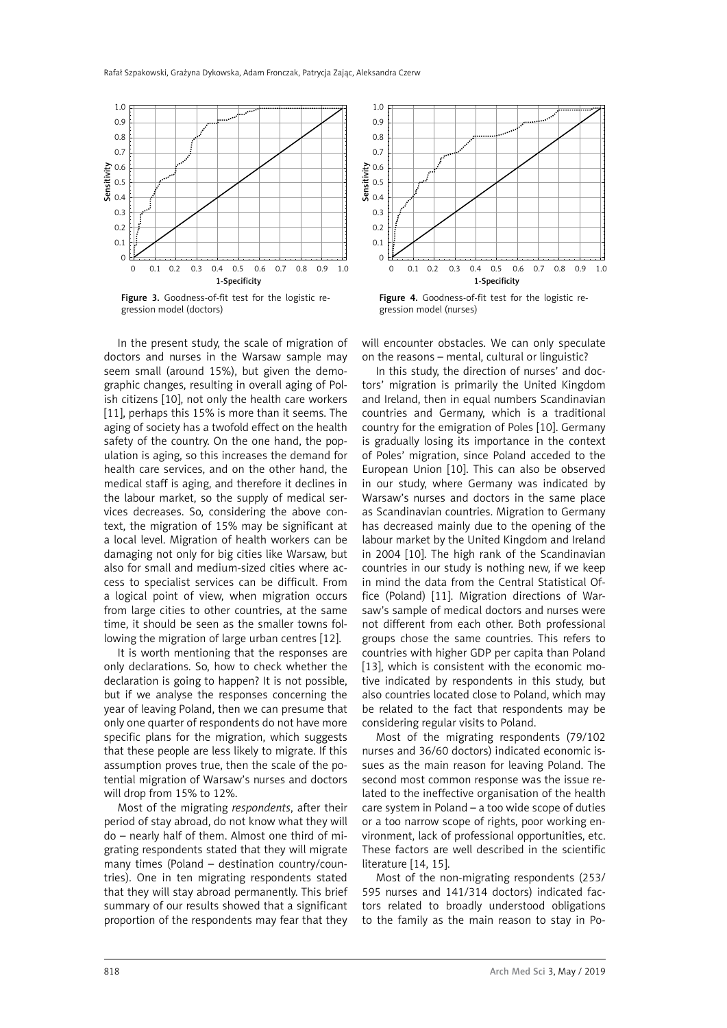Figure 3. Goodness-of-fit test for the logistic regression model (doctors)

Figure 4. Goodness-of-fit test for the logistic regression model (nurses)

In the present study, the scale of migration of doctors and nurses in the Warsaw sample may seem small (around 15%), but given the demographic changes, resulting in overall aging of Polish citizens [10], not only the health care workers [11], perhaps this 15% is more than it seems. The aging of society has a twofold effect on the health safety of the country. On the one hand, the population is aging, so this increases the demand for health care services, and on the other hand, the medical staff is aging, and therefore it declines in the labour market, so the supply of medical services decreases. So, considering the above context, the migration of 15% may be significant at a local level. Migration of health workers can be damaging not only for big cities like Warsaw, but also for small and medium-sized cities where access to specialist services can be difficult. From a logical point of view, when migration occurs from large cities to other countries, at the same time, it should be seen as the smaller towns following the migration of large urban centres [12].

It is worth mentioning that the responses are only declarations. So, how to check whether the declaration is going to happen? It is not possible, but if we analyse the responses concerning the year of leaving Poland, then we can presume that only one quarter of respondents do not have more specific plans for the migration, which suggests that these people are less likely to migrate. If this assumption proves true, then the scale of the potential migration of Warsaw's nurses and doctors will drop from 15% to 12%.

Most of the migrating *respondents*, after their period of stay abroad, do not know what they will do – nearly half of them. Almost one third of migrating respondents stated that they will migrate many times (Poland – destination country/countries). One in ten migrating respondents stated that they will stay abroad permanently. This brief summary of our results showed that a significant proportion of the respondents may fear that they will encounter obstacles. We can only speculate on the reasons – mental, cultural or linguistic?

In this study, the direction of nurses' and doctors' migration is primarily the United Kingdom and Ireland, then in equal numbers Scandinavian countries and Germany, which is a traditional country for the emigration of Poles [10]. Germany is gradually losing its importance in the context of Poles' migration, since Poland acceded to the European Union [10]. This can also be observed in our study, where Germany was indicated by Warsaw's nurses and doctors in the same place as Scandinavian countries. Migration to Germany has decreased mainly due to the opening of the labour market by the United Kingdom and Ireland in 2004 [10]. The high rank of the Scandinavian countries in our study is nothing new, if we keep in mind the data from the Central Statistical Office (Poland) [11]. Migration directions of Warsaw's sample of medical doctors and nurses were not different from each other. Both professional groups chose the same countries. This refers to countries with higher GDP per capita than Poland [13], which is consistent with the economic motive indicated by respondents in this study, but also countries located close to Poland, which may be related to the fact that respondents may be considering regular visits to Poland.

Most of the migrating respondents (79/102 nurses and 36/60 doctors) indicated economic issues as the main reason for leaving Poland. The second most common response was the issue related to the ineffective organisation of the health care system in Poland – a too wide scope of duties or a too narrow scope of rights, poor working environment, lack of professional opportunities, etc. These factors are well described in the scientific literature [14, 15].

Most of the non-migrating respondents (253/595 nurses and 141/314 doctors) indicated factors related to broadly understood obligations to the family as the main reason to stay in Po-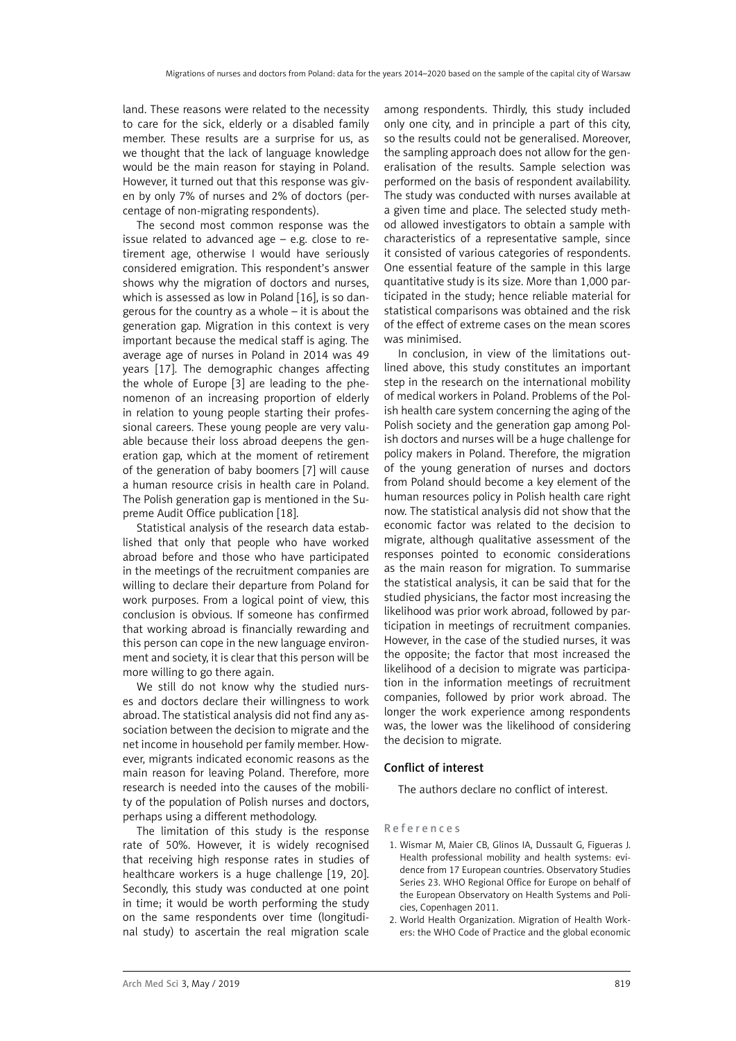land. These reasons were related to the necessity to care for the sick, elderly or a disabled family member. These results are a surprise for us, as we thought that the lack of language knowledge would be the main reason for staying in Poland. However, it turned out that this response was given by only 7% of nurses and 2% of doctors (percentage of non-migrating respondents).

The second most common response was the issue related to advanced age – e.g. close to retirement age, otherwise I would have seriously considered emigration. This respondent's answer shows why the migration of doctors and nurses, which is assessed as low in Poland [16], is so dangerous for the country as a whole – it is about the generation gap. Migration in this context is very important because the medical staff is aging. The average age of nurses in Poland in 2014 was 49 years [17]. The demographic changes affecting the whole of Europe [3] are leading to the phenomenon of an increasing proportion of elderly in relation to young people starting their professional careers. These young people are very valuable because their loss abroad deepens the generation gap, which at the moment of retirement of the generation of baby boomers [7] will cause a human resource crisis in health care in Poland. The Polish generation gap is mentioned in the Supreme Audit Office publication [18].

Statistical analysis of the research data established that only that people who have worked abroad before and those who have participated in the meetings of the recruitment companies are willing to declare their departure from Poland for work purposes. From a logical point of view, this conclusion is obvious. If someone has confirmed that working abroad is financially rewarding and this person can cope in the new language environment and society, it is clear that this person will be more willing to go there again.

We still do not know why the studied nurses and doctors declare their willingness to work abroad. The statistical analysis did not find any association between the decision to migrate and the net income in household per family member. However, migrants indicated economic reasons as the main reason for leaving Poland. Therefore, more research is needed into the causes of the mobility of the population of Polish nurses and doctors, perhaps using a different methodology.

The limitation of this study is the response rate of 50%. However, it is widely recognised that receiving high response rates in studies of healthcare workers is a huge challenge [19, 20]. Secondly, this study was conducted at one point in time; it would be worth performing the study on the same respondents over time (longitudinal study) to ascertain the real migration scale among respondents. Thirdly, this study included only one city, and in principle a part of this city, so the results could not be generalised. Moreover, the sampling approach does not allow for the generalisation of the results. Sample selection was performed on the basis of respondent availability. The study was conducted with nurses available at a given time and place. The selected study method allowed investigators to obtain a sample with characteristics of a representative sample, since it consisted of various categories of respondents. One essential feature of the sample in this large quantitative study is its size. More than 1,000 participated in the study; hence reliable material for statistical comparisons was obtained and the risk of the effect of extreme cases on the mean scores was minimised.

In conclusion, in view of the limitations outlined above, this study constitutes an important step in the research on the international mobility of medical workers in Poland. Problems of the Polish health care system concerning the aging of the Polish society and the generation gap among Polish doctors and nurses will be a huge challenge for policy makers in Poland. Therefore, the migration of the young generation of nurses and doctors from Poland should become a key element of the human resources policy in Polish health care right now. The statistical analysis did not show that the economic factor was related to the decision to migrate, although qualitative assessment of the responses pointed to economic considerations as the main reason for migration. To summarise the statistical analysis, it can be said that for the studied physicians, the factor most increasing the likelihood was prior work abroad, followed by participation in meetings of recruitment companies. However, in the case of the studied nurses, it was the opposite; the factor that most increased the likelihood of a decision to migrate was participation in the information meetings of recruitment companies, followed by prior work abroad. The longer the work experience among respondents was, the lower was the likelihood of considering the decision to migrate.

## Conflict of interest

The authors declare no conflict of interest.

## References

1. Wismar M, Maier CB, Glinos IA, Dussault G, Figueras J. Health professional mobility and health systems: evidence from 17 European countries. Observatory Studies Series 23. WHO Regional Office for Europe on behalf of the European Observatory on Health Systems and Policies, Copenhagen 2011.
2. World Health Organization. Migration of Health Workers: the WHO Code of Practice and the global economic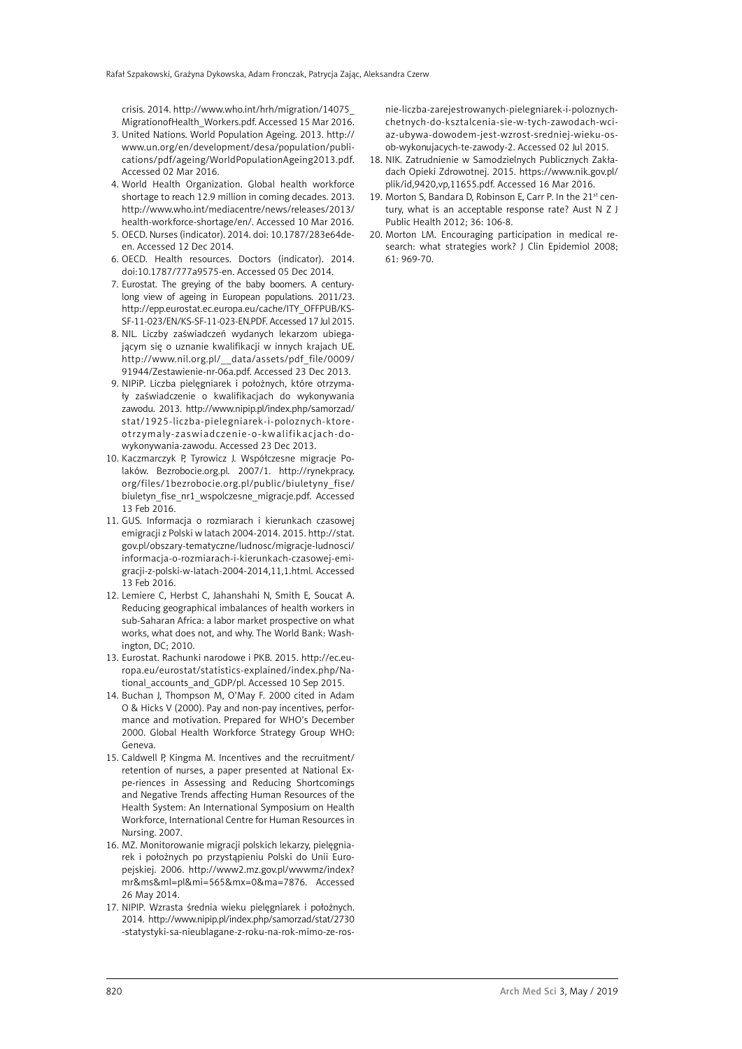crisis. 2014. http://www.who.int/hrh/migration/14075_MigrationofHealth_Workers.pdf. Accessed 15 Mar 2016.

3. United Nations. World Population Ageing. 2013. http://www.un.org/en/development/desa/population/publications/pdf/ageing/WorldPopulationAgeing2013.pdf. Accessed 02 Mar 2016.
4. World Health Organization. Global health workforce shortage to reach 12.9 million in coming decades. 2013. http://www.who.int/mediacentre/news/releases/2013/health-workforce-shortage/en/. Accessed 10 Mar 2016.
5. OECD. Nurses (indicator). 2014. doi: 10.1787/283e64de-en. Accessed 12 Dec 2014.
6. OECD. Health resources. Doctors (indicator). 2014. doi:10.1787/777a9575-en. Accessed 05 Dec 2014.
7. Eurostat. The greying of the baby boomers. A century-long view of ageing in European populations. 2011/23. http://epp.eurostat.ec.europa.eu/cache/ITY_OFFPUB/KS-SF-11-023/EN/KS-SF-11-023-EN.PDF. Accessed 17 Jul 2015.
8. NIL. Liczby zaświadczeń wydanych lekarzom ubiegającym się o uznanie kwalifikacji w innych krajach UE. http://www.nil.org.pl/__data/assets/pdf_file/0009/91944/Zestawienie-nr-06a.pdf. Accessed 23 Dec 2013.
9. NIPiP. Liczba pielęgniarek i położnych, które otrzymały zaświadczenie o kwalifikacjach do wykonywania zawodu. 2013. http://www.nipip.pl/index.php/samorzad/stat/1925-liczba-pielegniarek-i-poloznych-ktore-otrzymaly-zaswiadczenie-o-kwalifikacjach-do-wykonywania-zawodu. Accessed 23 Dec 2013.
10. Kaczmarczyk P, Tyrowicz J. Współczesne migracje Polaków. Bezrobocie.org.pl. 2007/1. http://rynekpracy.org/files/1bezrobocie.org.pl/public/biuletyny_fise/biuletyn_fise_nr1_wspolczesne_migracje.pdf. Accessed 13 Feb 2016.
11. GUS. Informacja o rozmiarach i kierunkach czasowej emigracji z Polski w latach 2004-2014. 2015. http://stat.gov.pl/obszary-tematyczne/ludnosc/migracje-ludnosci/informacja-o-rozmiarach-i-kierunkach-czasowej-emigracji-z-polski-w-latach-2004-2014,11,1.html. Accessed 13 Feb 2016.
12. Lemiere C, Herbst C, Jahanshahi N, Smith E, Soucat A. Reducing geographical imbalances of health workers in sub-Saharan Africa: a labor market prospective on what works, what does not, and why. The World Bank: Washington, DC; 2010.
13. Eurostat. Rachunki narodowe i PKB. 2015. http://ec.europa.eu/eurostat/statistics-explained/index.php/National_accounts_and_GDP/pl. Accessed 10 Sep 2015.
14. Buchan J, Thompson M, O'May F. 2000 cited in Adam O & Hicks V (2000). Pay and non-pay incentives, performance and motivation. Prepared for WHO's December 2000. Global Health Workforce Strategy Group WHO: Geneva.
15. Caldwell P, Kingma M. Incentives and the recruitment/retention of nurses, a paper presented at National Expe-riences in Assessing and Reducing Shortcomings and Negative Trends affecting Human Resources of the Health System: An International Symposium on Health Workforce, International Centre for Human Resources in Nursing. 2007.
16. MZ. Monitorowanie migracji polskich lekarzy, pielęgniarek i położnych po przystąpieniu Polski do Unii Europejskiej. 2006. http://www2.mz.gov.pl/wwwmz/index?mr&ms&ml=pl&mi=565&mx=0&ma=7876. Accessed 26 May 2014.
17. NIPIP. Wzrasta średnia wieku pielęgniarek i położnych. 2014. http://www.nipip.pl/index.php/samorzad/stat/2730-statystyki-sa-nieublagane-z-roku-na-rok-mimo-ze-rosnie-liczba-zarejestrowanych-pielegniarek-i-poloznych-chetnych-do-ksztalcenia-sie-w-tych-zawodach-wciaz-ubywa-dowodem-jest-wzrost-sredniej-wieku-osob-wykonujacych-te-zawody-2. Accessed 02 Jul 2015.
18. NIK. Zatrudnienie w Samodzielnych Publicznych Zakładach Opieki Zdrowotnej. 2015. https://www.nik.gov.pl/plik/id,9420,vp,11655.pdf. Accessed 16 Mar 2016.
19. Morton S, Bandara D, Robinson E, Carr P. In the 21st century, what is an acceptable response rate? Aust N Z J Public Health 2012; 36: 106-8.
20. Morton LM. Encouraging participation in medical research: what strategies work? J Clin Epidemiol 2008; 61: 969-70.